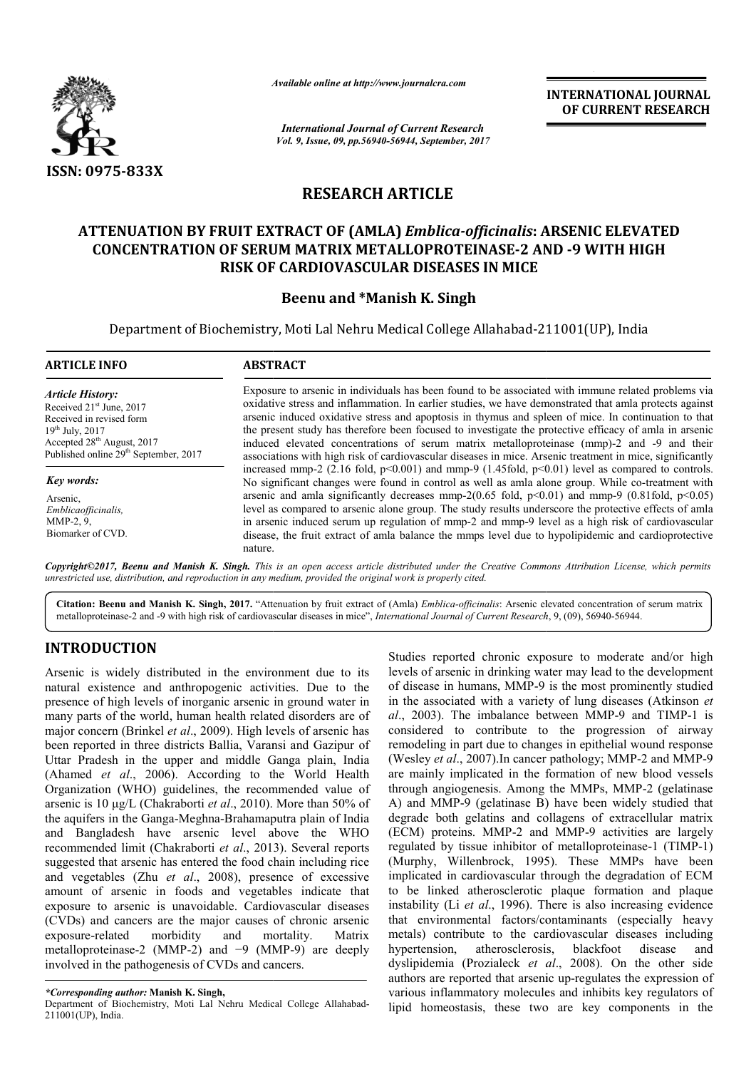*Available online at http://www.journalcra.com*

*International Journal of Current Research*
*Vol. 9, Issue, 09, pp.56940-56944, September, 2017*

**INTERNATIONAL JOURNAL OF CURRENT RESEARCH**

**ISSN: 0975-833X**

## RESEARCH ARTICLE

# ATTENUATION BY FRUIT EXTRACT OF (AMLA) *Emblica-officinalis*: ARSENIC ELEVATED CONCENTRATION OF SERUM MATRIX METALLOPROTEINASE-2 AND -9 WITH HIGH RISK OF CARDIOVASCULAR DISEASES IN MICE

**Beenu and \*Manish K. Singh**

Department of Biochemistry, Moti Lal Nehru Medical College Allahabad-211001(UP), India

### ARTICLE INFO

*Article History:*
Received 21st June, 2017
Received in revised form
19th July, 2017
Accepted 28th August, 2017
Published online 29th September, 2017

*Key words:*
Arsenic,
*Emblicaofficinalis,*
MMP-2, 9,
Biomarker of CVD.

### ABSTRACT

Exposure to arsenic in individuals has been found to be associated with immune related problems via oxidative stress and inflammation. In earlier studies, we have demonstrated that amla protects against arsenic induced oxidative stress and apoptosis in thymus and spleen of mice. In continuation to that the present study has therefore been focused to investigate the protective efficacy of amla in arsenic induced elevated concentrations of serum matrix metalloproteinase (mmp)-2 and -9 and their associations with high risk of cardiovascular diseases in mice. Arsenic treatment in mice, significantly increased mmp-2 (2.16 fold, $p<0.001$) and mmp-9 (1.45fold, $p<0.01$) level as compared to controls. No significant changes were found in control as well as amla alone group. While co-treatment with arsenic and amla significantly decreases mmp-2(0.65 fold, $p<0.01$) and mmp-9 (0.81fold, $p<0.05$) level as compared to arsenic alone group. The study results underscore the protective effects of amla in arsenic induced serum up regulation of mmp-2 and mmp-9 level as a high risk of cardiovascular disease, the fruit extract of amla balance the mmps level due to hypolipidemic and cardioprotective nature.

*Copyright©2017, Beenu and Manish K. Singh. This is an open access article distributed under the Creative Commons Attribution License, which permits unrestricted use, distribution, and reproduction in any medium, provided the original work is properly cited.*

**Citation: Beenu and Manish K. Singh, 2017.** "Attenuation by fruit extract of (Amla) *Emblica-officinalis*: Arsenic elevated concentration of serum matrix metalloproteinase-2 and -9 with high risk of cardiovascular diseases in mice", *International Journal of Current Research*, 9, (09), 56940-56944.

## INTRODUCTION

Arsenic is widely distributed in the environment due to its natural existence and anthropogenic activities. Due to the presence of high levels of inorganic arsenic in ground water in many parts of the world, human health related disorders are of major concern (Brinkel *et al*., 2009). High levels of arsenic has been reported in three districts Ballia, Varansi and Gazipur of Uttar Pradesh in the upper and middle Ganga plain, India (Ahamed *et al*., 2006). According to the World Health Organization (WHO) guidelines, the recommended value of arsenic is 10 µg/L (Chakraborti *et al*., 2010). More than 50% of the aquifers in the Ganga-Meghna-Brahamaputra plain of India and Bangladesh have arsenic level above the WHO recommended limit (Chakraborti *et al*., 2013). Several reports suggested that arsenic has entered the food chain including rice and vegetables (Zhu *et al*., 2008), presence of excessive amount of arsenic in foods and vegetables indicate that exposure to arsenic is unavoidable. Cardiovascular diseases (CVDs) and cancers are the major causes of chronic arsenic exposure-related morbidity and mortality. Matrix metalloproteinase-2 (MMP-2) and −9 (MMP-9) are deeply involved in the pathogenesis of CVDs and cancers.

Studies reported chronic exposure to moderate and/or high levels of arsenic in drinking water may lead to the development of disease in humans, MMP-9 is the most prominently studied in the associated with a variety of lung diseases (Atkinson *et al*., 2003). The imbalance between MMP-9 and TIMP-1 is considered to contribute to the progression of airway remodeling in part due to changes in epithelial wound response (Wesley *et al*., 2007).In cancer pathology; MMP-2 and MMP-9 are mainly implicated in the formation of new blood vessels through angiogenesis. Among the MMPs, MMP-2 (gelatinase A) and MMP-9 (gelatinase B) have been widely studied that degrade both gelatins and collagens of extracellular matrix (ECM) proteins. MMP-2 and MMP-9 activities are largely regulated by tissue inhibitor of metalloproteinase-1 (TIMP-1) (Murphy, Willenbrock, 1995). These MMPs have been implicated in cardiovascular through the degradation of ECM to be linked atherosclerotic plaque formation and plaque instability (Li *et al*., 1996). There is also increasing evidence that environmental factors/contaminants (especially heavy metals) contribute to the cardiovascular diseases including hypertension, atherosclerosis, blackfoot disease and dyslipidemia (Prozialeck *et al*., 2008). On the other side authors are reported that arsenic up-regulates the expression of various inflammatory molecules and inhibits key regulators of lipid homeostasis, these two are key components in the

*\*Corresponding author:* **Manish K. Singh,**
Department of Biochemistry, Moti Lal Nehru Medical College Allahabad-211001(UP), India.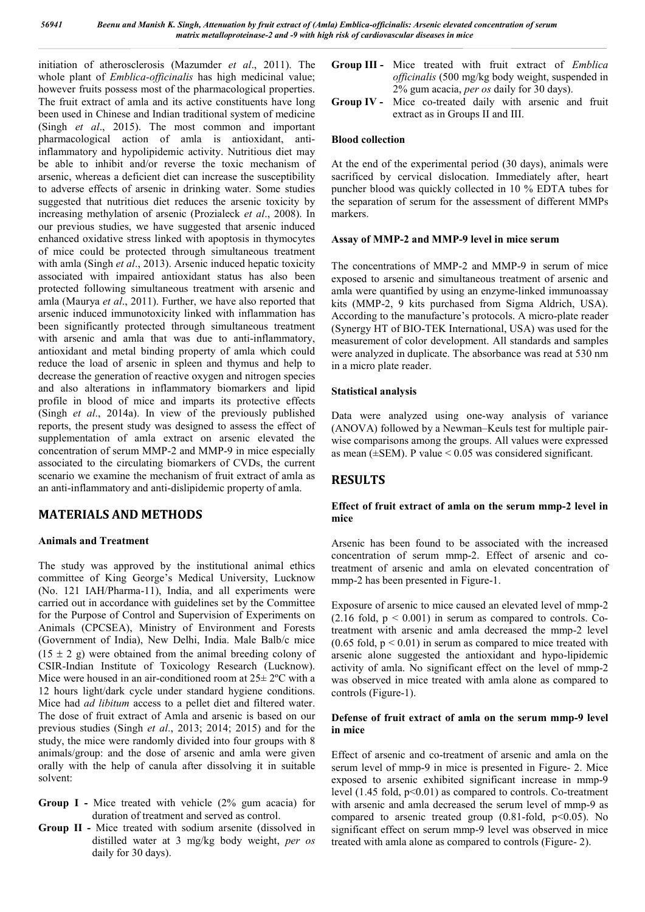initiation of atherosclerosis (Mazumder *et al*., 2011). The whole plant of *Emblica-officinalis* has high medicinal value; however fruits possess most of the pharmacological properties. The fruit extract of amla and its active constituents have long been used in Chinese and Indian traditional system of medicine (Singh *et al*., 2015). The most common and important pharmacological action of amla is antioxidant, anti-inflammatory and hypolipidemic activity. Nutritious diet may be able to inhibit and/or reverse the toxic mechanism of arsenic, whereas a deficient diet can increase the susceptibility to adverse effects of arsenic in drinking water. Some studies suggested that nutritious diet reduces the arsenic toxicity by increasing methylation of arsenic (Prozialeck *et al*., 2008). In our previous studies, we have suggested that arsenic induced enhanced oxidative stress linked with apoptosis in thymocytes of mice could be protected through simultaneous treatment with amla (Singh *et al*., 2013). Arsenic induced hepatic toxicity associated with impaired antioxidant status has also been protected following simultaneous treatment with arsenic and amla (Maurya *et al*., 2011). Further, we have also reported that arsenic induced immunotoxicity linked with inflammation has been significantly protected through simultaneous treatment with arsenic and amla that was due to anti-inflammatory, antioxidant and metal binding property of amla which could reduce the load of arsenic in spleen and thymus and help to decrease the generation of reactive oxygen and nitrogen species and also alterations in inflammatory biomarkers and lipid profile in blood of mice and imparts its protective effects (Singh *et al*., 2014a). In view of the previously published reports, the present study was designed to assess the effect of supplementation of amla extract on arsenic elevated the concentration of serum MMP-2 and MMP-9 in mice especially associated to the circulating biomarkers of CVDs, the current scenario we examine the mechanism of fruit extract of amla as an anti-inflammatory and anti-dislipidemic property of amla.

## MATERIALS AND METHODS

### Animals and Treatment

The study was approved by the institutional animal ethics committee of King George's Medical University, Lucknow (No. 121 IAH/Pharma-11), India, and all experiments were carried out in accordance with guidelines set by the Committee for the Purpose of Control and Supervision of Experiments on Animals (CPCSEA), Ministry of Environment and Forests (Government of India), New Delhi, India. Male Balb/c mice ($15 \pm 2$ g) were obtained from the animal breeding colony of CSIR-Indian Institute of Toxicology Research (Lucknow). Mice were housed in an air-conditioned room at 25± 2ºC with a 12 hours light/dark cycle under standard hygiene conditions. Mice had *ad libitum* access to a pellet diet and filtered water. The dose of fruit extract of Amla and arsenic is based on our previous studies (Singh *et al*., 2013; 2014; 2015) and for the study, the mice were randomly divided into four groups with 8 animals/group: and the dose of arsenic and amla were given orally with the help of canula after dissolving it in suitable solvent:

- **Group I -** Mice treated with vehicle (2% gum acacia) for duration of treatment and served as control.
- **Group II -** Mice treated with sodium arsenite (dissolved in distilled water at 3 mg/kg body weight, *per os* daily for 30 days).
- **Group III -** Mice treated with fruit extract of *Emblica officinalis* (500 mg/kg body weight, suspended in 2% gum acacia, *per os* daily for 30 days).
- **Group IV -** Mice co-treated daily with arsenic and fruit extract as in Groups II and III.

### Blood collection

At the end of the experimental period (30 days), animals were sacrificed by cervical dislocation. Immediately after, heart puncher blood was quickly collected in 10 % EDTA tubes for the separation of serum for the assessment of different MMPs markers.

### Assay of MMP-2 and MMP-9 level in mice serum

The concentrations of MMP-2 and MMP-9 in serum of mice exposed to arsenic and simultaneous treatment of arsenic and amla were quantified by using an enzyme-linked immunoassay kits (MMP-2, 9 kits purchased from Sigma Aldrich, USA). According to the manufacture's protocols. A micro-plate reader (Synergy HT of BIO-TEK International, USA) was used for the measurement of color development. All standards and samples were analyzed in duplicate. The absorbance was read at 530 nm in a micro plate reader.

### Statistical analysis

Data were analyzed using one-way analysis of variance (ANOVA) followed by a Newman–Keuls test for multiple pair-wise comparisons among the groups. All values were expressed as mean (±SEM). P value < 0.05 was considered significant.

## RESULTS

### Effect of fruit extract of amla on the serum mmp-2 level in mice

Arsenic has been found to be associated with the increased concentration of serum mmp-2. Effect of arsenic and co-treatment of arsenic and amla on elevated concentration of mmp-2 has been presented in Figure-1.

Exposure of arsenic to mice caused an elevated level of mmp-2 (2.16 fold, $p < 0.001$) in serum as compared to controls. Co-treatment with arsenic and amla decreased the mmp-2 level (0.65 fold, $p < 0.01$) in serum as compared to mice treated with arsenic alone suggested the antioxidant and hypo-lipidemic activity of amla. No significant effect on the level of mmp-2 was observed in mice treated with amla alone as compared to controls (Figure-1).

### Defense of fruit extract of amla on the serum mmp-9 level in mice

Effect of arsenic and co-treatment of arsenic and amla on the serum level of mmp-9 in mice is presented in Figure- 2. Mice exposed to arsenic exhibited significant increase in mmp-9 level (1.45 fold, $p<0.01$) as compared to controls. Co-treatment with arsenic and amla decreased the serum level of mmp-9 as compared to arsenic treated group (0.81-fold, $p<0.05$). No significant effect on serum mmp-9 level was observed in mice treated with amla alone as compared to controls (Figure- 2).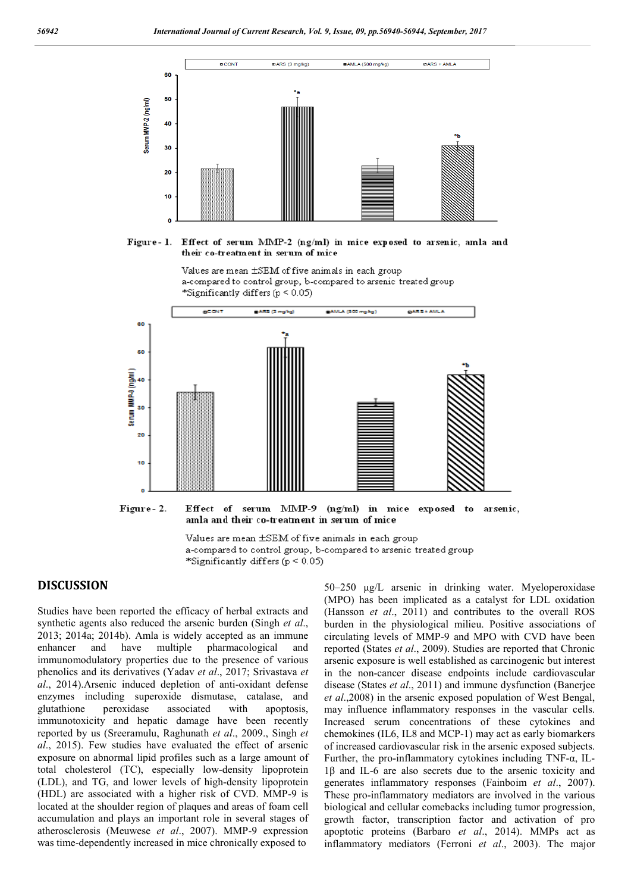Figure- 1. Effect of serum MMP-2 (ng/ml) in mice exposed to arsenic, amla and their co-treatment in serum of mice

Values are mean ±SEM of five animals in each group
a-compared to control group, b-compared to arsenic treated group
*Significantly differs ($p < 0.05$)

Figure- 2. Effect of serum MMP-9 (ng/ml) in mice exposed to arsenic, amla and their co-treatment in serum of mice

Values are mean ±SEM of five animals in each group
a-compared to control group, b-compared to arsenic treated group
*Significantly differs ($p < 0.05$)

## DISCUSSION

Studies have been reported the efficacy of herbal extracts and synthetic agents also reduced the arsenic burden (Singh *et al*., 2013; 2014a; 2014b). Amla is widely accepted as an immune enhancer and have multiple pharmacological and immunomodulatory properties due to the presence of various phenolics and its derivatives (Yadav *et al*., 2017; Srivastava *et al*., 2014).Arsenic induced depletion of anti-oxidant defense enzymes including superoxide dismutase, catalase, and glutathione peroxidase associated with apoptosis, immunotoxicity and hepatic damage have been recently reported by us (Sreeramulu, Raghunath *et al*., 2009., Singh *et al*., 2015). Few studies have evaluated the effect of arsenic exposure on abnormal lipid profiles such as a large amount of total cholesterol (TC), especially low-density lipoprotein (LDL), and TG, and lower levels of high-density lipoprotein (HDL) are associated with a higher risk of CVD. MMP-9 is located at the shoulder region of plaques and areas of foam cell accumulation and plays an important role in several stages of atherosclerosis (Meuwese *et al*., 2007). MMP-9 expression was time-dependently increased in mice chronically exposed to 50–250 μg/L arsenic in drinking water. Myeloperoxidase (MPO) has been implicated as a catalyst for LDL oxidation (Hansson *et al*., 2011) and contributes to the overall ROS burden in the physiological milieu. Positive associations of circulating levels of MMP-9 and MPO with CVD have been reported (States *et al*., 2009). Studies are reported that Chronic arsenic exposure is well established as carcinogenic but interest in the non-cancer disease endpoints include cardiovascular disease (States *et al*., 2011) and immune dysfunction (Banerjee *et al*.,2008) in the arsenic exposed population of West Bengal, may influence inflammatory responses in the vascular cells. Increased serum concentrations of these cytokines and chemokines (IL6, IL8 and MCP-1) may act as early biomarkers of increased cardiovascular risk in the arsenic exposed subjects. Further, the pro-inflammatory cytokines including TNF-α, IL-1β and IL-6 are also secretes due to the arsenic toxicity and generates inflammatory responses (Fainboim *et al*., 2007). These pro-inflammatory mediators are involved in the various biological and cellular comebacks including tumor progression, growth factor, transcription factor and activation of pro apoptotic proteins (Barbaro *et al*., 2014). MMPs act as inflammatory mediators (Ferroni *et al*., 2003). The major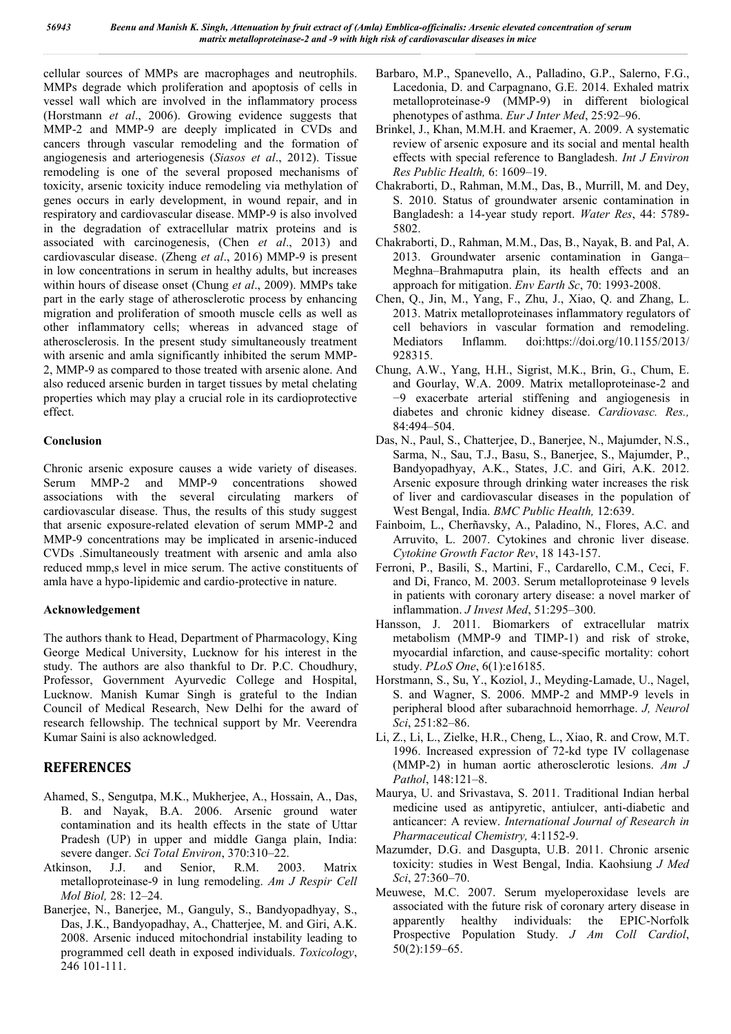cellular sources of MMPs are macrophages and neutrophils. MMPs degrade which proliferation and apoptosis of cells in vessel wall which are involved in the inflammatory process (Horstmann *et al*., 2006). Growing evidence suggests that MMP-2 and MMP-9 are deeply implicated in CVDs and cancers through vascular remodeling and the formation of angiogenesis and arteriogenesis (*Siasos et al*., 2012). Tissue remodeling is one of the several proposed mechanisms of toxicity, arsenic toxicity induce remodeling via methylation of genes occurs in early development, in wound repair, and in respiratory and cardiovascular disease. MMP-9 is also involved in the degradation of extracellular matrix proteins and is associated with carcinogenesis, (Chen *et al*., 2013) and cardiovascular disease. (Zheng *et al*., 2016) MMP-9 is present in low concentrations in serum in healthy adults, but increases within hours of disease onset (Chung *et al*., 2009). MMPs take part in the early stage of atherosclerotic process by enhancing migration and proliferation of smooth muscle cells as well as other inflammatory cells; whereas in advanced stage of atherosclerosis. In the present study simultaneously treatment with arsenic and amla significantly inhibited the serum MMP-2, MMP-9 as compared to those treated with arsenic alone. And also reduced arsenic burden in target tissues by metal chelating properties which may play a crucial role in its cardioprotective effect.

## Conclusion

Chronic arsenic exposure causes a wide variety of diseases. Serum MMP-2 and MMP-9 concentrations showed associations with the several circulating markers of cardiovascular disease. Thus, the results of this study suggest that arsenic exposure-related elevation of serum MMP-2 and MMP-9 concentrations may be implicated in arsenic-induced CVDs .Simultaneously treatment with arsenic and amla also reduced mmp,s level in mice serum. The active constituents of amla have a hypo-lipidemic and cardio-protective in nature.

## Acknowledgement

The authors thank to Head, Department of Pharmacology, King George Medical University, Lucknow for his interest in the study. The authors are also thankful to Dr. P.C. Choudhury, Professor, Government Ayurvedic College and Hospital, Lucknow. Manish Kumar Singh is grateful to the Indian Council of Medical Research, New Delhi for the award of research fellowship. The technical support by Mr. Veerendra Kumar Saini is also acknowledged.

## REFERENCES

Ahamed, S., Sengutpa, M.K., Mukherjee, A., Hossain, A., Das, B. and Nayak, B.A. 2006. Arsenic ground water contamination and its health effects in the state of Uttar Pradesh (UP) in upper and middle Ganga plain, India: severe danger. *Sci Total Environ*, 370:310–22.

Atkinson, J.J. and Senior, R.M. 2003. Matrix metalloproteinase-9 in lung remodeling. *Am J Respir Cell Mol Biol,* 28: 12–24.

Banerjee, N., Banerjee, M., Ganguly, S., Bandyopadhyay, S., Das, J.K., Bandyopadhay, A., Chatterjee, M. and Giri, A.K. 2008. Arsenic induced mitochondrial instability leading to programmed cell death in exposed individuals. *Toxicology*, 246 101-111.

Barbaro, M.P., Spanevello, A., Palladino, G.P., Salerno, F.G., Lacedonia, D. and Carpagnano, G.E. 2014. Exhaled matrix metalloproteinase-9 (MMP-9) in different biological phenotypes of asthma. *Eur J Inter Med*, 25:92–96.

Brinkel, J., Khan, M.M.H. and Kraemer, A. 2009. A systematic review of arsenic exposure and its social and mental health effects with special reference to Bangladesh. *Int J Environ Res Public Health,* 6: 1609–19.

Chakraborti, D., Rahman, M.M., Das, B., Murrill, M. and Dey, S. 2010. Status of groundwater arsenic contamination in Bangladesh: a 14-year study report. *Water Res*, 44: 5789-5802.

Chakraborti, D., Rahman, M.M., Das, B., Nayak, B. and Pal, A. 2013. Groundwater arsenic contamination in Ganga–Meghna–Brahmaputra plain, its health effects and an approach for mitigation. *Env Earth Sc*, 70: 1993-2008.

Chen, Q., Jin, M., Yang, F., Zhu, J., Xiao, Q. and Zhang, L. 2013. Matrix metalloproteinases inflammatory regulators of cell behaviors in vascular formation and remodeling. Mediators Inflamm. doi:https://doi.org/10.1155/2013/928315.

Chung, A.W., Yang, H.H., Sigrist, M.K., Brin, G., Chum, E. and Gourlay, W.A. 2009. Matrix metalloproteinase-2 and −9 exacerbate arterial stiffening and angiogenesis in diabetes and chronic kidney disease. *Cardiovasc. Res.,* 84:494–504.

Das, N., Paul, S., Chatterjee, D., Banerjee, N., Majumder, N.S., Sarma, N., Sau, T.J., Basu, S., Banerjee, S., Majumder, P., Bandyopadhyay, A.K., States, J.C. and Giri, A.K. 2012. Arsenic exposure through drinking water increases the risk of liver and cardiovascular diseases in the population of West Bengal, India. *BMC Public Health,* 12:639.

Fainboim, L., Cherñavsky, A., Paladino, N., Flores, A.C. and Arruvito, L. 2007. Cytokines and chronic liver disease. *Cytokine Growth Factor Rev*, 18 143-157.

Ferroni, P., Basili, S., Martini, F., Cardarello, C.M., Ceci, F. and Di, Franco, M. 2003. Serum metalloproteinase 9 levels in patients with coronary artery disease: a novel marker of inflammation. *J Invest Med*, 51:295–300.

Hansson, J. 2011. Biomarkers of extracellular matrix metabolism (MMP-9 and TIMP-1) and risk of stroke, myocardial infarction, and cause-specific mortality: cohort study. *PLoS One*, 6(1):e16185.

Horstmann, S., Su, Y., Koziol, J., Meyding-Lamade, U., Nagel, S. and Wagner, S. 2006. MMP-2 and MMP-9 levels in peripheral blood after subarachnoid hemorrhage. *J, Neurol Sci*, 251:82–86.

Li, Z., Li, L., Zielke, H.R., Cheng, L., Xiao, R. and Crow, M.T. 1996. Increased expression of 72-kd type IV collagenase (MMP-2) in human aortic atherosclerotic lesions. *Am J Pathol*, 148:121–8.

Maurya, U. and Srivastava, S. 2011. Traditional Indian herbal medicine used as antipyretic, antiulcer, anti-diabetic and anticancer: A review. *International Journal of Research in Pharmaceutical Chemistry,* 4:1152-9.

Mazumder, D.G. and Dasgupta, U.B. 2011. Chronic arsenic toxicity: studies in West Bengal, India. Kaohsiung *J Med Sci*, 27:360–70.

Meuwese, M.C. 2007. Serum myeloperoxidase levels are associated with the future risk of coronary artery disease in apparently healthy individuals: the EPIC-Norfolk Prospective Population Study. *J Am Coll Cardiol*, 50(2):159–65.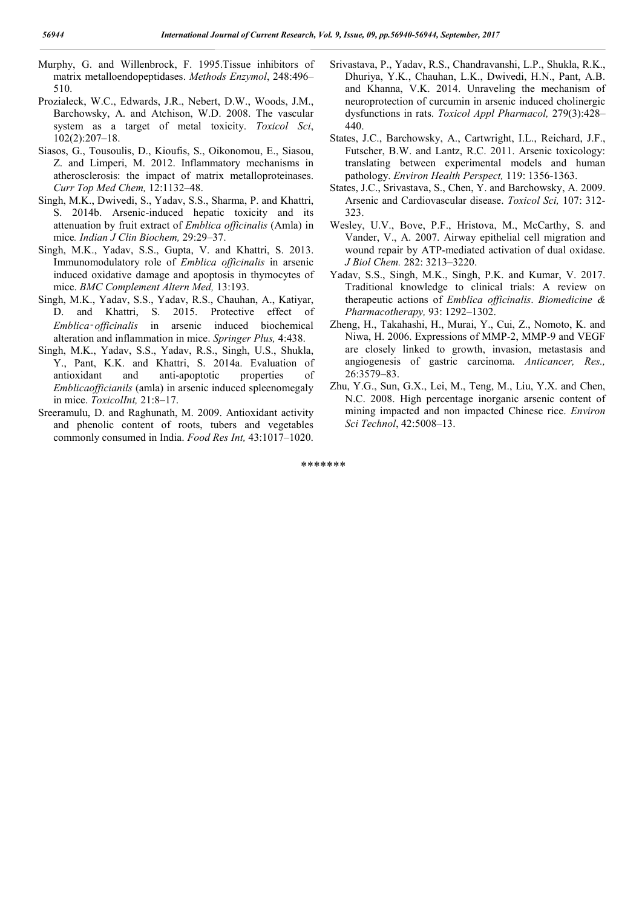Murphy, G. and Willenbrock, F. 1995.Tissue inhibitors of matrix metalloendopeptidases. *Methods Enzymol*, 248:496–510.

Prozialeck, W.C., Edwards, J.R., Nebert, D.W., Woods, J.M., Barchowsky, A. and Atchison, W.D. 2008. The vascular system as a target of metal toxicity. *Toxicol Sci*, 102(2):207–18.

Siasos, G., Tousoulis, D., Kioufis, S., Oikonomou, E., Siasou, Z. and Limperi, M. 2012. Inflammatory mechanisms in atherosclerosis: the impact of matrix metalloproteinases. *Curr Top Med Chem,* 12:1132–48.

Singh, M.K., Dwivedi, S., Yadav, S.S., Sharma, P. and Khattri, S. 2014b. Arsenic-induced hepatic toxicity and its attenuation by fruit extract of *Emblica officinalis* (Amla) in mice*. Indian J Clin Biochem,* 29:29–37.

Singh, M.K., Yadav, S.S., Gupta, V. and Khattri, S. 2013. Immunomodulatory role of *Emblica officinalis* in arsenic induced oxidative damage and apoptosis in thymocytes of mice. *BMC Complement Altern Med,* 13:193.

Singh, M.K., Yadav, S.S., Yadav, R.S., Chauhan, A., Katiyar, D. and Khattri, S. 2015. Protective effect of *Emblica‑officinalis* in arsenic induced biochemical alteration and inflammation in mice. *Springer Plus,* 4:438.

Singh, M.K., Yadav, S.S., Yadav, R.S., Singh, U.S., Shukla, Y., Pant, K.K. and Khattri, S. 2014a. Evaluation of antioxidant and anti-apoptotic properties of *Emblicaofficianils* (amla) in arsenic induced spleenomegaly in mice. *ToxicolInt,* 21:8–17.

Sreeramulu, D. and Raghunath, M. 2009. Antioxidant activity and phenolic content of roots, tubers and vegetables commonly consumed in India. *Food Res Int,* 43:1017–1020.

Srivastava, P., Yadav, R.S., Chandravanshi, L.P., Shukla, R.K., Dhuriya, Y.K., Chauhan, L.K., Dwivedi, H.N., Pant, A.B. and Khanna, V.K. 2014. Unraveling the mechanism of neuroprotection of curcumin in arsenic induced cholinergic dysfunctions in rats. *Toxicol Appl Pharmacol,* 279(3):428–440.

States, J.C., Barchowsky, A., Cartwright, I.L., Reichard, J.F., Futscher, B.W. and Lantz, R.C. 2011. Arsenic toxicology: translating between experimental models and human pathology. *Environ Health Perspect,* 119: 1356-1363.

States, J.C., Srivastava, S., Chen, Y. and Barchowsky, A. 2009. Arsenic and Cardiovascular disease. *Toxicol Sci,* 107: 312-323.

Wesley, U.V., Bove, P.F., Hristova, M., McCarthy, S. and Vander, V., A. 2007. Airway epithelial cell migration and wound repair by ATP-mediated activation of dual oxidase. *J Biol Chem.* 282: 3213–3220.

Yadav, S.S., Singh, M.K., Singh, P.K. and Kumar, V. 2017. Traditional knowledge to clinical trials: A review on therapeutic actions of *Emblica officinalis*. *Biomedicine & Pharmacotherapy,* 93: 1292–1302.

Zheng, H., Takahashi, H., Murai, Y., Cui, Z., Nomoto, K. and Niwa, H. 2006. Expressions of MMP-2, MMP-9 and VEGF are closely linked to growth, invasion, metastasis and angiogenesis of gastric carcinoma. *Anticancer, Res.,* 26:3579–83.

Zhu, Y.G., Sun, G.X., Lei, M., Teng, M., Liu, Y.X. and Chen, N.C. 2008. High percentage inorganic arsenic content of mining impacted and non impacted Chinese rice. *Environ Sci Technol*, 42:5008–13.

*******